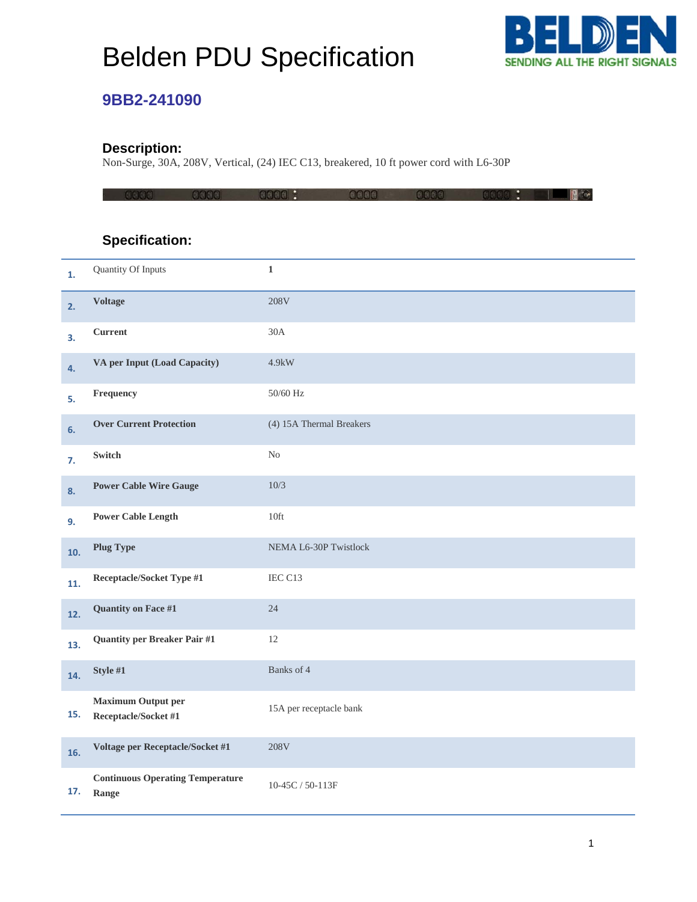# Belden PDU Specification

## 9BB2-241090

### Description:

Non-Surge, 30A, 208V, Vertical, (24) IEC C13, breakered, 10 ft power cord with L6-30P

### Specification:

| | | |
|---|---|---|
| 1. | Quantity Of Inputs | **1** |
| 2. | **Voltage** | 208V |
| 3. | **Current** | 30A |
| 4. | **VA per Input (Load Capacity)** | 4.9kW |
| 5. | **Frequency** | 50/60 Hz |
| 6. | **Over Current Protection** | (4) 15A Thermal Breakers |
| 7. | **Switch** | No |
| 8. | **Power Cable Wire Gauge** | 10/3 |
| 9. | **Power Cable Length** | 10ft |
| 10. | **Plug Type** | NEMA L6-30P Twistlock |
| 11. | **Receptacle/Socket Type #1** | IEC C13 |
| 12. | **Quantity on Face #1** | 24 |
| 13. | **Quantity per Breaker Pair #1** | 12 |
| 14. | **Style #1** | Banks of 4 |
| 15. | **Maximum Output per Receptacle/Socket #1** | 15A per receptacle bank |
| 16. | **Voltage per Receptacle/Socket #1** | 208V |
| 17. | **Continuous Operating Temperature Range** | 10-45C / 50-113F |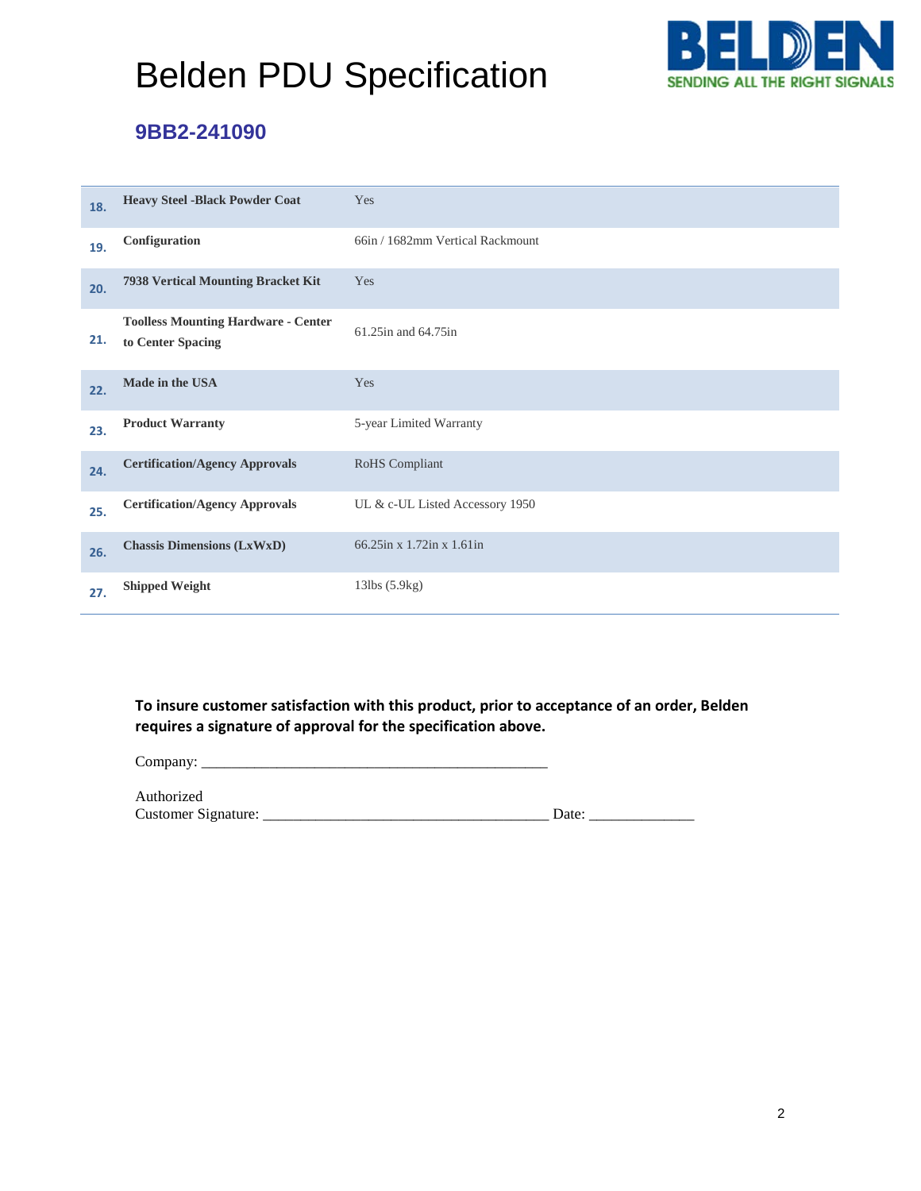# Belden PDU Specification

## 9BB2-241090

| | | |
|---|---|---|
| 18. | **Heavy Steel -Black Powder Coat** | Yes |
| 19. | **Configuration** | 66in / 1682mm Vertical Rackmount |
| 20. | **7938 Vertical Mounting Bracket Kit** | Yes |
| 21. | **Toolless Mounting Hardware - Center to Center Spacing** | 61.25in and 64.75in |
| 22. | **Made in the USA** | Yes |
| 23. | **Product Warranty** | 5-year Limited Warranty |
| 24. | **Certification/Agency Approvals** | RoHS Compliant |
| 25. | **Certification/Agency Approvals** | UL & c-UL Listed Accessory 1950 |
| 26. | **Chassis Dimensions (LxWxD)** | 66.25in x 1.72in x 1.61in |
| 27. | **Shipped Weight** | 13lbs (5.9kg) |

**To insure customer satisfaction with this product, prior to acceptance of an order, Belden requires a signature of approval for the specification above.**

Company: _______________________________________________

Authorized
Customer Signature: _______________________________________ Date: _____________